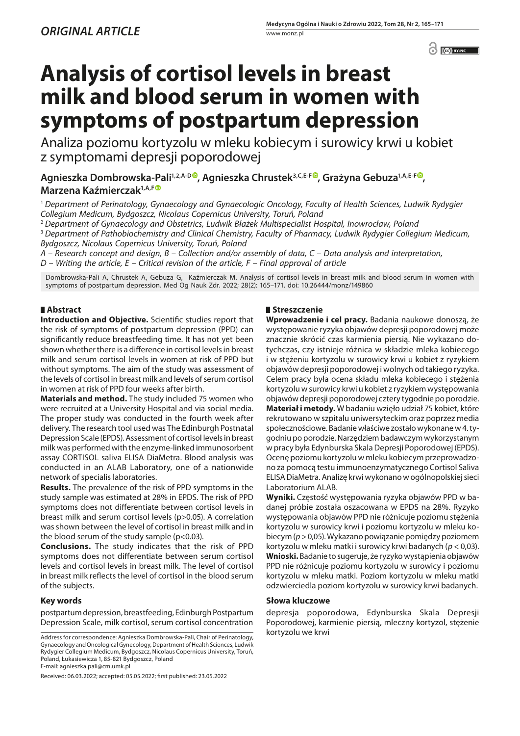*ORIGINAL ARTICLE*

# Analysis of cortisol levels in breast milk and blood serum in women with symptoms of postpartum depression

Analiza poziomu kortyzolu w mleku kobiecym i surowicy krwi u kobiet z symptomami depresji poporodowej

**Agnieszka Dombrowska-Pali[1,2,A-D], Agnieszka Chrustek[3,C,E-F], Grażyna Gebuza[1,A,E-F], Marzena Kaźmierczak[1,A,F]**

[1] *Department of Perinatology, Gynaecology and Gynaecologic Oncology, Faculty of Health Sciences, Ludwik Rydygier Collegium Medicum, Bydgoszcz, Nicolaus Copernicus University, Toruń, Poland*

[2] *Department of Gynaecology and Obstetrics, Ludwik Błażek Multispecialist Hospital, Inowrocław, Poland*

[3] *Department of Pathobiochemistry and Clinical Chemistry, Faculty of Pharmacy, Ludwik Rydygier Collegium Medicum, Bydgoszcz, Nicolaus Copernicus University, Toruń, Poland*

*A – Research concept and design, B – Collection and/or assembly of data, C – Data analysis and interpretation, D – Writing the article, E – Critical revision of the article, F – Final approval of article*

Dombrowska-Pali A, Chrustek A, Gebuza G, Kaźmierczak M. Analysis of cortisol levels in breast milk and blood serum in women with symptoms of postpartum depression. Med Og Nauk Zdr. 2022; 28(2): 165–171. doi: 10.26444/monz/149860

## Abstract

**Introduction and Objective.** Scientific studies report that the risk of symptoms of postpartum depression (PPD) can significantly reduce breastfeeding time. It has not yet been shown whether there is a difference in cortisol levels in breast milk and serum cortisol levels in women at risk of PPD but without symptoms. The aim of the study was assessment of the levels of cortisol in breast milk and levels of serum cortisol in women at risk of PPD four weeks after birth.

**Materials and method.** The study included 75 women who were recruited at a University Hospital and via social media. The proper study was conducted in the fourth week after delivery. The research tool used was The Edinburgh Postnatal Depression Scale (EPDS). Assessment of cortisol levels in breast milk was performed with the enzyme-linked immunosorbent assay CORTISOL saliva ELISA DiaMetra. Blood analysis was conducted in an ALAB Laboratory, one of a nationwide network of specialis laboratories.

**Results.** The prevalence of the risk of PPD symptoms in the study sample was estimated at 28% in EPDS. The risk of PPD symptoms does not differentiate between cortisol levels in breast milk and serum cortisol levels ($p>0.05$). A correlation was shown between the level of cortisol in breast milk and in the blood serum of the study sample ($p<0.03$).

**Conclusions.** The study indicates that the risk of PPD symptoms does not differentiate between serum cortisol levels and cortisol levels in breast milk. The level of cortisol in breast milk reflects the level of cortisol in the blood serum of the subjects.

### Key words

postpartum depression, breastfeeding, Edinburgh Postpartum Depression Scale, milk cortisol, serum cortisol concentration

## Streszczenie

**Wprowadzenie i cel pracy.** Badania naukowe donoszą, że występowanie ryzyka objawów depresji poporodowej może znacznie skrócić czas karmienia piersią. Nie wykazano dotychczas, czy istnieje różnica w składzie mleka kobiecego i w stężeniu kortyzolu w surowicy krwi u kobiet z ryzykiem objawów depresji poporodowej i wolnych od takiego ryzyka. Celem pracy była ocena składu mleka kobiecego i stężenia kortyzolu w surowicy krwi u kobiet z ryzykiem występowania objawów depresji poporodowej cztery tygodnie po porodzie.

**Materiał i metody.** W badaniu wzięło udział 75 kobiet, które rekrutowano w szpitalu uniwersyteckim oraz poprzez media społecznościowe. Badanie właściwe zostało wykonane w 4. tygodniu po porodzie. Narzędziem badawczym wykorzystanym w pracy była Edynburska Skala Depresji Poporodowej (EPDS). Ocenę poziomu kortyzolu w mleku kobiecym przeprowadzono za pomocą testu immunoenzymatycznego Cortisol Saliva ELISA DiaMetra. Analizę krwi wykonano w ogólnopolskiej sieci Laboratorium ALAB.

**Wyniki.** Częstość występowania ryzyka objawów PPD w badanej próbie została oszacowana w EPDS na 28%. Ryzyko występowania objawów PPD nie różnicuje poziomu stężenia kortyzolu w surowicy krwi i poziomu kortyzolu w mleku kobiecym ($p > 0,05$). Wykazano powiązanie pomiędzy poziomem kortyzolu w mleku matki i surowicy krwi badanych ($p < 0,03$).

**Wnioski.** Badanie to sugeruje, że ryzyko wystąpienia objawów PPD nie różnicuje poziomu kortyzolu w surowicy i poziomu kortyzolu w mleku matki. Poziom kortyzolu w mleku matki odzwierciedla poziom kortyzolu w surowicy krwi badanych.

### Słowa kluczowe

depresja poporodowa, Edynburska Skala Depresji Poporodowej, karmienie piersią, mleczny kortyzol, stężenie kortyzolu we krwi

Address for correspondence: Agnieszka Dombrowska-Pali, Chair of Perinatology, Gynaecology and Oncological Gynecology, Department of Health Sciences, Ludwik Rydygier Collegium Medicum, Bydgoszcz, Nicolaus Copernicus University, Toruń, Poland, Łukasiewicza 1, 85-821 Bydgoszcz, Poland
E-mail: agnieszka.pali@cm.umk.pl

Received: 06.03.2022; accepted: 05.05.2022; first published: 23.05.2022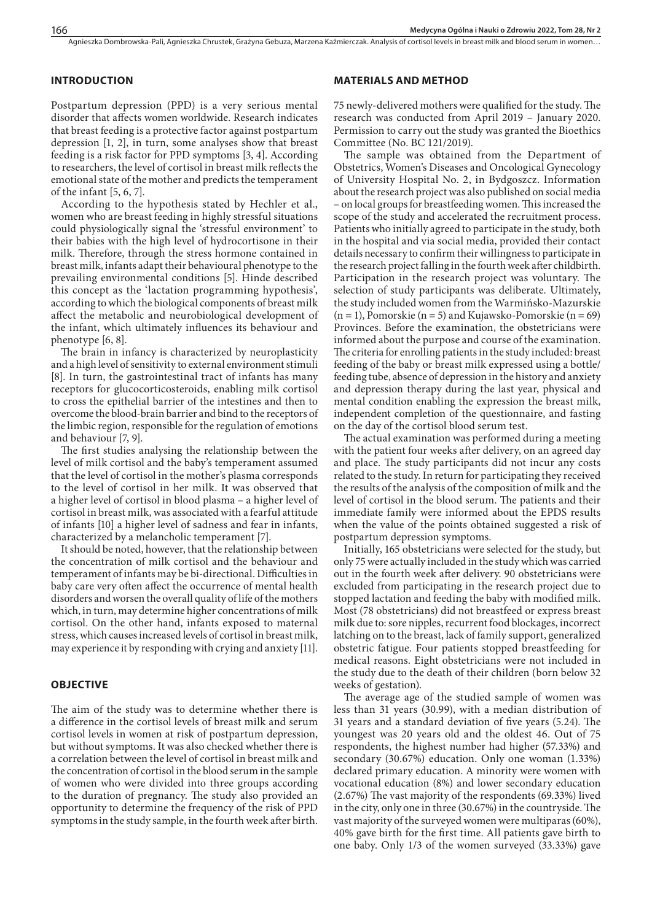## INTRODUCTION

Postpartum depression (PPD) is a very serious mental disorder that affects women worldwide. Research indicates that breast feeding is a protective factor against postpartum depression [1, 2], in turn, some analyses show that breast feeding is a risk factor for PPD symptoms [3, 4]. According to researchers, the level of cortisol in breast milk reflects the emotional state of the mother and predicts the temperament of the infant [5, 6, 7].

According to the hypothesis stated by Hechler et al., women who are breast feeding in highly stressful situations could physiologically signal the 'stressful environment' to their babies with the high level of hydrocortisone in their milk. Therefore, through the stress hormone contained in breast milk, infants adapt their behavioural phenotype to the prevailing environmental conditions [5]. Hinde described this concept as the 'lactation programming hypothesis', according to which the biological components of breast milk affect the metabolic and neurobiological development of the infant, which ultimately influences its behaviour and phenotype [6, 8].

The brain in infancy is characterized by neuroplasticity and a high level of sensitivity to external environment stimuli [8]. In turn, the gastrointestinal tract of infants has many receptors for glucocorticosteroids, enabling milk cortisol to cross the epithelial barrier of the intestines and then to overcome the blood-brain barrier and bind to the receptors of the limbic region, responsible for the regulation of emotions and behaviour [7, 9].

The first studies analysing the relationship between the level of milk cortisol and the baby's temperament assumed that the level of cortisol in the mother's plasma corresponds to the level of cortisol in her milk. It was observed that a higher level of cortisol in blood plasma – a higher level of cortisol in breast milk, was associated with a fearful attitude of infants [10] a higher level of sadness and fear in infants, characterized by a melancholic temperament [7].

It should be noted, however, that the relationship between the concentration of milk cortisol and the behaviour and temperament of infants may be bi-directional. Difficulties in baby care very often affect the occurrence of mental health disorders and worsen the overall quality of life of the mothers which, in turn, may determine higher concentrations of milk cortisol. On the other hand, infants exposed to maternal stress, which causes increased levels of cortisol in breast milk, may experience it by responding with crying and anxiety [11].

## OBJECTIVE

The aim of the study was to determine whether there is a difference in the cortisol levels of breast milk and serum cortisol levels in women at risk of postpartum depression, but without symptoms. It was also checked whether there is a correlation between the level of cortisol in breast milk and the concentration of cortisol in the blood serum in the sample of women who were divided into three groups according to the duration of pregnancy. The study also provided an opportunity to determine the frequency of the risk of PPD symptoms in the study sample, in the fourth week after birth.

## MATERIALS AND METHOD

75 newly-delivered mothers were qualified for the study. The research was conducted from April 2019 – January 2020. Permission to carry out the study was granted the Bioethics Committee (No. BC 121/2019).

The sample was obtained from the Department of Obstetrics, Women's Diseases and Oncological Gynecology of University Hospital No. 2, in Bydgoszcz. Information about the research project was also published on social media – on local groups for breastfeeding women. This increased the scope of the study and accelerated the recruitment process. Patients who initially agreed to participate in the study, both in the hospital and via social media, provided their contact details necessary to confirm their willingness to participate in the research project falling in the fourth week after childbirth. Participation in the research project was voluntary. The selection of study participants was deliberate. Ultimately, the study included women from the Warmińsko-Mazurskie (n = 1), Pomorskie (n = 5) and Kujawsko-Pomorskie (n = 69) Provinces. Before the examination, the obstetricians were informed about the purpose and course of the examination. The criteria for enrolling patients in the study included: breast feeding of the baby or breast milk expressed using a bottle/feeding tube, absence of depression in the history and anxiety and depression therapy during the last year, physical and mental condition enabling the expression the breast milk, independent completion of the questionnaire, and fasting on the day of the cortisol blood serum test.

The actual examination was performed during a meeting with the patient four weeks after delivery, on an agreed day and place. The study participants did not incur any costs related to the study. In return for participating they received the results of the analysis of the composition of milk and the level of cortisol in the blood serum. The patients and their immediate family were informed about the EPDS results when the value of the points obtained suggested a risk of postpartum depression symptoms.

Initially, 165 obstetricians were selected for the study, but only 75 were actually included in the study which was carried out in the fourth week after delivery. 90 obstetricians were excluded from participating in the research project due to stopped lactation and feeding the baby with modified milk. Most (78 obstetricians) did not breastfeed or express breast milk due to: sore nipples, recurrent food blockages, incorrect latching on to the breast, lack of family support, generalized obstetric fatigue. Four patients stopped breastfeeding for medical reasons. Eight obstetricians were not included in the study due to the death of their children (born below 32 weeks of gestation).

The average age of the studied sample of women was less than 31 years (30.99), with a median distribution of 31 years and a standard deviation of five years (5.24). The youngest was 20 years old and the oldest 46. Out of 75 respondents, the highest number had higher (57.33%) and secondary (30.67%) education. Only one woman (1.33%) declared primary education. A minority were women with vocational education (8%) and lower secondary education (2.67%) The vast majority of the respondents (69.33%) lived in the city, only one in three (30.67%) in the countryside. The vast majority of the surveyed women were multiparas (60%), 40% gave birth for the first time. All patients gave birth to one baby. Only 1/3 of the women surveyed (33.33%) gave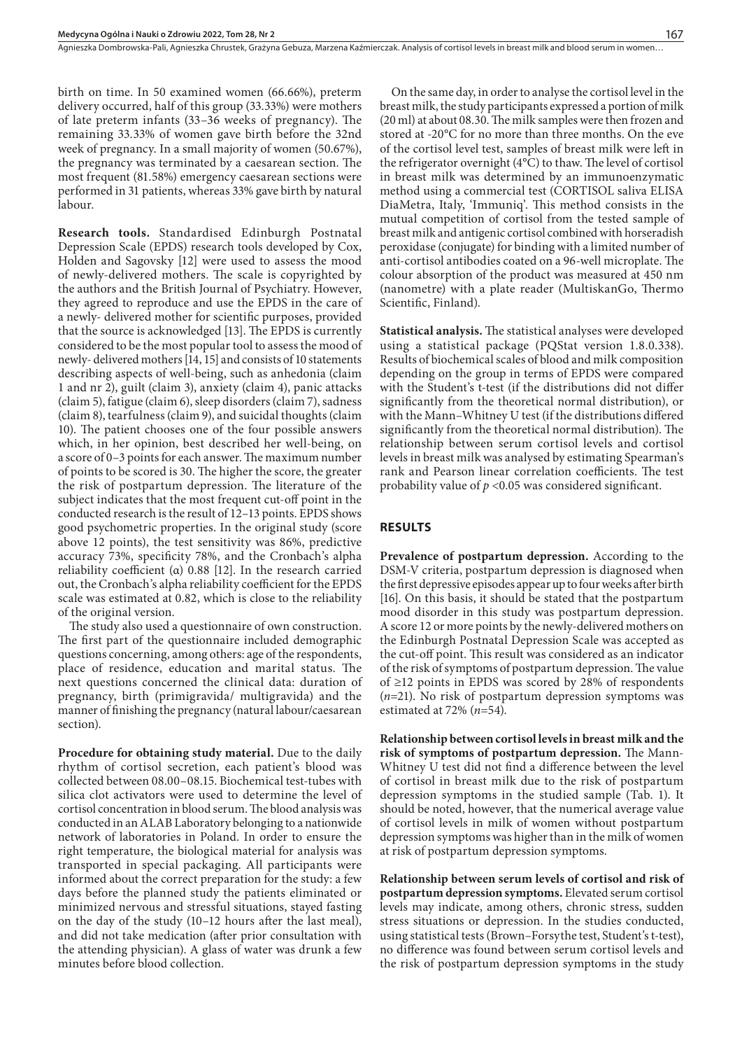birth on time. In 50 examined women (66.66%), preterm delivery occurred, half of this group (33.33%) were mothers of late preterm infants (33–36 weeks of pregnancy). The remaining 33.33% of women gave birth before the 32nd week of pregnancy. In a small majority of women (50.67%), the pregnancy was terminated by a caesarean section. The most frequent (81.58%) emergency caesarean sections were performed in 31 patients, whereas 33% gave birth by natural labour.

**Research tools.** Standardised Edinburgh Postnatal Depression Scale (EPDS) research tools developed by Cox, Holden and Sagovsky [12] were used to assess the mood of newly-delivered mothers. The scale is copyrighted by the authors and the British Journal of Psychiatry. However, they agreed to reproduce and use the EPDS in the care of a newly- delivered mother for scientific purposes, provided that the source is acknowledged [13]. The EPDS is currently considered to be the most popular tool to assess the mood of newly- delivered mothers [14, 15] and consists of 10 statements describing aspects of well-being, such as anhedonia (claim 1 and nr 2), guilt (claim 3), anxiety (claim 4), panic attacks (claim 5), fatigue (claim 6), sleep disorders (claim 7), sadness (claim 8), tearfulness (claim 9), and suicidal thoughts (claim 10). The patient chooses one of the four possible answers which, in her opinion, best described her well-being, on a score of 0–3 points for each answer. The maximum number of points to be scored is 30. The higher the score, the greater the risk of postpartum depression. The literature of the subject indicates that the most frequent cut-off point in the conducted research is the result of 12–13 points. EPDS shows good psychometric properties. In the original study (score above 12 points), the test sensitivity was 86%, predictive accuracy 73%, specificity 78%, and the Cronbach's alpha reliability coefficient (α) 0.88 [12]. In the research carried out, the Cronbach's alpha reliability coefficient for the EPDS scale was estimated at 0.82, which is close to the reliability of the original version.

The study also used a questionnaire of own construction. The first part of the questionnaire included demographic questions concerning, among others: age of the respondents, place of residence, education and marital status. The next questions concerned the clinical data: duration of pregnancy, birth (primigravida/ multigravida) and the manner of finishing the pregnancy (natural labour/caesarean section).

**Procedure for obtaining study material.** Due to the daily rhythm of cortisol secretion, each patient's blood was collected between 08.00–08.15. Biochemical test-tubes with silica clot activators were used to determine the level of cortisol concentration in blood serum. The blood analysis was conducted in an ALAB Laboratory belonging to a nationwide network of laboratories in Poland. In order to ensure the right temperature, the biological material for analysis was transported in special packaging. All participants were informed about the correct preparation for the study: a few days before the planned study the patients eliminated or minimized nervous and stressful situations, stayed fasting on the day of the study (10–12 hours after the last meal), and did not take medication (after prior consultation with the attending physician). A glass of water was drunk a few minutes before blood collection.

On the same day, in order to analyse the cortisol level in the breast milk, the study participants expressed a portion of milk (20 ml) at about 08.30. The milk samples were then frozen and stored at -20°C for no more than three months. On the eve of the cortisol level test, samples of breast milk were left in the refrigerator overnight (4°C) to thaw. The level of cortisol in breast milk was determined by an immunoenzymatic method using a commercial test (CORTISOL saliva ELISA DiaMetra, Italy, 'Immuniq'. This method consists in the mutual competition of cortisol from the tested sample of breast milk and antigenic cortisol combined with horseradish peroxidase (conjugate) for binding with a limited number of anti-cortisol antibodies coated on a 96-well microplate. The colour absorption of the product was measured at 450 nm (nanometre) with a plate reader (MultiskanGo, Thermo Scientific, Finland).

**Statistical analysis.** The statistical analyses were developed using a statistical package (PQStat version 1.8.0.338). Results of biochemical scales of blood and milk composition depending on the group in terms of EPDS were compared with the Student's t-test (if the distributions did not differ significantly from the theoretical normal distribution), or with the Mann–Whitney U test (if the distributions differed significantly from the theoretical normal distribution). The relationship between serum cortisol levels and cortisol levels in breast milk was analysed by estimating Spearman's rank and Pearson linear correlation coefficients. The test probability value of $p < 0.05$ was considered significant.

## RESULTS

**Prevalence of postpartum depression.** According to the DSM-V criteria, postpartum depression is diagnosed when the first depressive episodes appear up to four weeks after birth [16]. On this basis, it should be stated that the postpartum mood disorder in this study was postpartum depression. A score 12 or more points by the newly-delivered mothers on the Edinburgh Postnatal Depression Scale was accepted as the cut-off point. This result was considered as an indicator of the risk of symptoms of postpartum depression. The value of ≥12 points in EPDS was scored by 28% of respondents ($n$=21). No risk of postpartum depression symptoms was estimated at 72% ($n$=54).

**Relationship between cortisol levels in breast milk and the risk of symptoms of postpartum depression.** The Mann-Whitney U test did not find a difference between the level of cortisol in breast milk due to the risk of postpartum depression symptoms in the studied sample (Tab. 1). It should be noted, however, that the numerical average value of cortisol levels in milk of women without postpartum depression symptoms was higher than in the milk of women at risk of postpartum depression symptoms.

**Relationship between serum levels of cortisol and risk of postpartum depression symptoms.** Elevated serum cortisol levels may indicate, among others, chronic stress, sudden stress situations or depression. In the studies conducted, using statistical tests (Brown–Forsythe test, Student's t-test), no difference was found between serum cortisol levels and the risk of postpartum depression symptoms in the study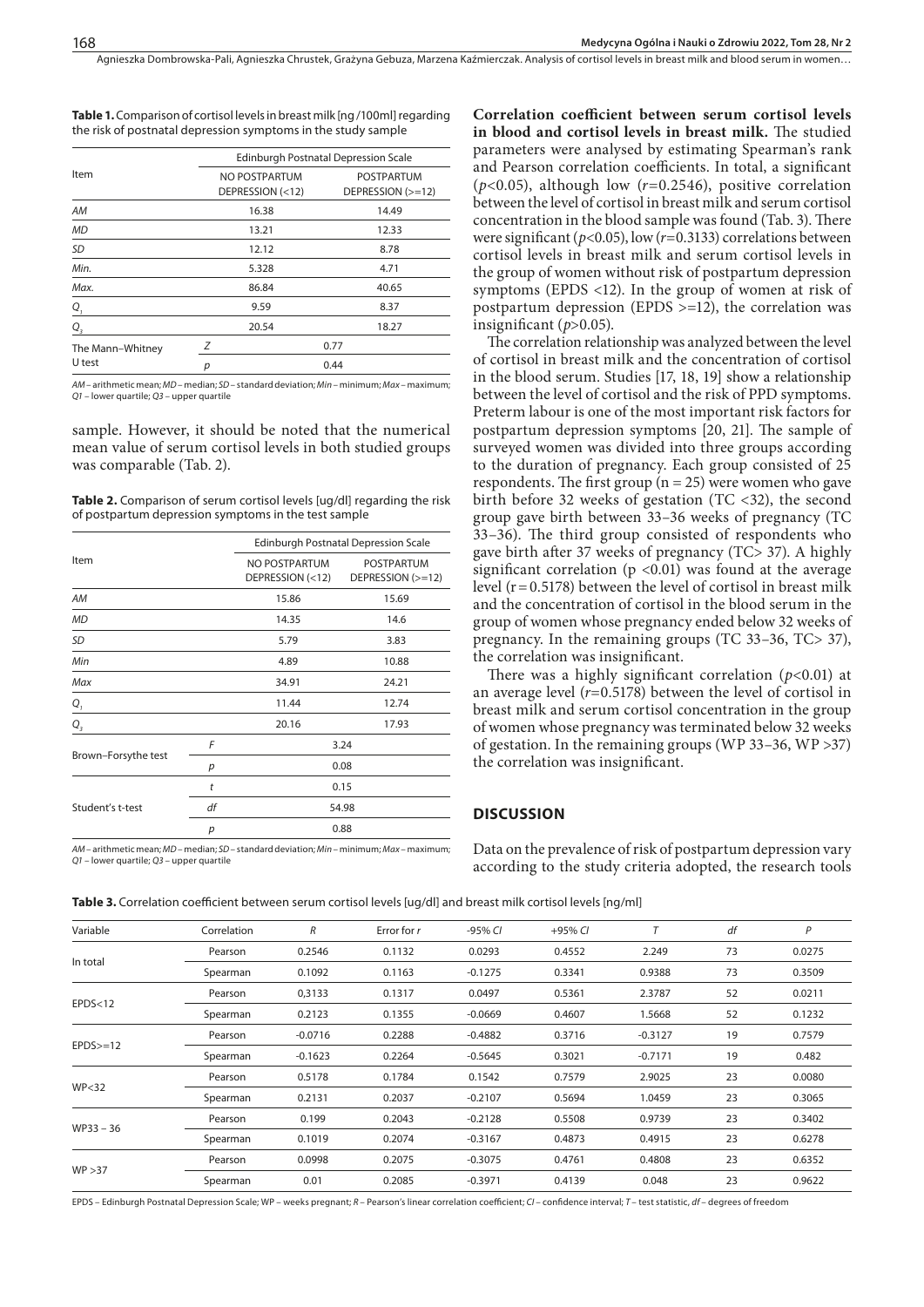**Table 1.** Comparison of cortisol levels in breast milk [ng /100ml] regarding the risk of postnatal depression symptoms in the study sample

| Item | | Edinburgh Postnatal Depression Scale | |
|---|---|---|---|
| | | NO POSTPARTUM DEPRESSION (<12) | POSTPARTUM DEPRESSION (>=12) |
| *AM* | | 16.38 | 14.49 |
| *MD* | | 13.21 | 12.33 |
| *SD* | | 12.12 | 8.78 |
| *Min.* | | 5.328 | 4.71 |
| *Max.* | | 86.84 | 40.65 |
| $Q_1$ | | 9.59 | 8.37 |
| $Q_3$ | | 20.54 | 18.27 |
| The Mann–Whitney U test | *Z* | 0.77 | |
| | *p* | 0.44 | |

*AM* – arithmetic mean; *MD* – median; *SD* – standard deviation; *Min* – minimum; *Max* – maximum; *Q1* – lower quartile; *Q3* – upper quartile

sample. However, it should be noted that the numerical mean value of serum cortisol levels in both studied groups was comparable (Tab. 2).

**Table 2.** Comparison of serum cortisol levels [ug/dl] regarding the risk of postpartum depression symptoms in the test sample

| Item | | Edinburgh Postnatal Depression Scale | |
|---|---|---|---|
| | | NO POSTPARTUM DEPRESSION (<12) | POSTPARTUM DEPRESSION (>=12) |
| *AM* | | 15.86 | 15.69 |
| *MD* | | 14.35 | 14.6 |
| *SD* | | 5.79 | 3.83 |
| *Min* | | 4.89 | 10.88 |
| *Max* | | 34.91 | 24.21 |
| $Q_1$ | | 11.44 | 12.74 |
| $Q_3$ | | 20.16 | 17.93 |
| Brown–Forsythe test | *F* | 3.24 | |
| | *p* | 0.08 | |
| Student's t-test | *t* | 0.15 | |
| | *df* | 54.98 | |
| | *p* | 0.88 | |

*AM* – arithmetic mean; *MD* – median; *SD* – standard deviation; *Min* – minimum; *Max* – maximum; *Q1* – lower quartile; *Q3* – upper quartile

**Correlation coefficient between serum cortisol levels in blood and cortisol levels in breast milk.** The studied parameters were analysed by estimating Spearman's rank and Pearson correlation coefficients. In total, a significant ($p<0.05$), although low ($r=0.2546$), positive correlation between the level of cortisol in breast milk and serum cortisol concentration in the blood sample was found (Tab. 3). There were significant ($p<0.05$), low ($r=0.3133$) correlations between cortisol levels in breast milk and serum cortisol levels in the group of women without risk of postpartum depression symptoms (EPDS <12). In the group of women at risk of postpartum depression (EPDS >=12), the correlation was insignificant ($p>0.05$).

The correlation relationship was analyzed between the level of cortisol in breast milk and the concentration of cortisol in the blood serum. Studies [17, 18, 19] show a relationship between the level of cortisol and the risk of PPD symptoms. Preterm labour is one of the most important risk factors for postpartum depression symptoms [20, 21]. The sample of surveyed women was divided into three groups according to the duration of pregnancy. Each group consisted of 25 respondents. The first group (n = 25) were women who gave birth before 32 weeks of gestation (TC <32), the second group gave birth between 33–36 weeks of pregnancy (TC 33–36). The third group consisted of respondents who gave birth after 37 weeks of pregnancy (TC> 37). A highly significant correlation ($p<0.01$) was found at the average level ($r = 0.5178$) between the level of cortisol in breast milk and the concentration of cortisol in the blood serum in the group of women whose pregnancy ended below 32 weeks of pregnancy. In the remaining groups (TC 33–36, TC> 37), the correlation was insignificant.

There was a highly significant correlation ($p<0.01$) at an average level ($r=0.5178$) between the level of cortisol in breast milk and serum cortisol concentration in the group of women whose pregnancy was terminated below 32 weeks of gestation. In the remaining groups (WP 33–36, WP >37) the correlation was insignificant.

## DISCUSSION

Data on the prevalence of risk of postpartum depression vary according to the study criteria adopted, the research tools

**Table 3.** Correlation coefficient between serum cortisol levels [ug/dl] and breast milk cortisol levels [ng/ml]

| Variable | Correlation | *R* | Error for *r* | -95% *CI* | +95% *CI* | *T* | *df* | *P* |
|---|---|---|---|---|---|---|---|---|
| In total | Pearson | 0.2546 | 0.1132 | 0.0293 | 0.4552 | 2.249 | 73 | 0.0275 |
| | Spearman | 0.1092 | 0.1163 | -0.1275 | 0.3341 | 0.9388 | 73 | 0.3509 |
| EPDS<12 | Pearson | 0,3133 | 0.1317 | 0.0497 | 0.5361 | 2.3787 | 52 | 0.0211 |
| | Spearman | 0.2123 | 0.1355 | -0.0669 | 0.4607 | 1.5668 | 52 | 0.1232 |
| EPDS>=12 | Pearson | -0.0716 | 0.2288 | -0.4882 | 0.3716 | -0.3127 | 19 | 0.7579 |
| | Spearman | -0.1623 | 0.2264 | -0.5645 | 0.3021 | -0.7171 | 19 | 0.482 |
| WP<32 | Pearson | 0.5178 | 0.1784 | 0.1542 | 0.7579 | 2.9025 | 23 | 0.0080 |
| | Spearman | 0.2131 | 0.2037 | -0.2107 | 0.5694 | 1.0459 | 23 | 0.3065 |
| WP33 – 36 | Pearson | 0.199 | 0.2043 | -0.2128 | 0.5508 | 0.9739 | 23 | 0.3402 |
| | Spearman | 0.1019 | 0.2074 | -0.3167 | 0.4873 | 0.4915 | 23 | 0.6278 |
| WP >37 | Pearson | 0.0998 | 0.2075 | -0.3075 | 0.4761 | 0.4808 | 23 | 0.6352 |
| | Spearman | 0.01 | 0.2085 | -0.3971 | 0.4139 | 0.048 | 23 | 0.9622 |

EPDS – Edinburgh Postnatal Depression Scale; WP – weeks pregnant; *R* – Pearson's linear correlation coefficient; *CI* – confidence interval; *T* – test statistic, *df* – degrees of freedom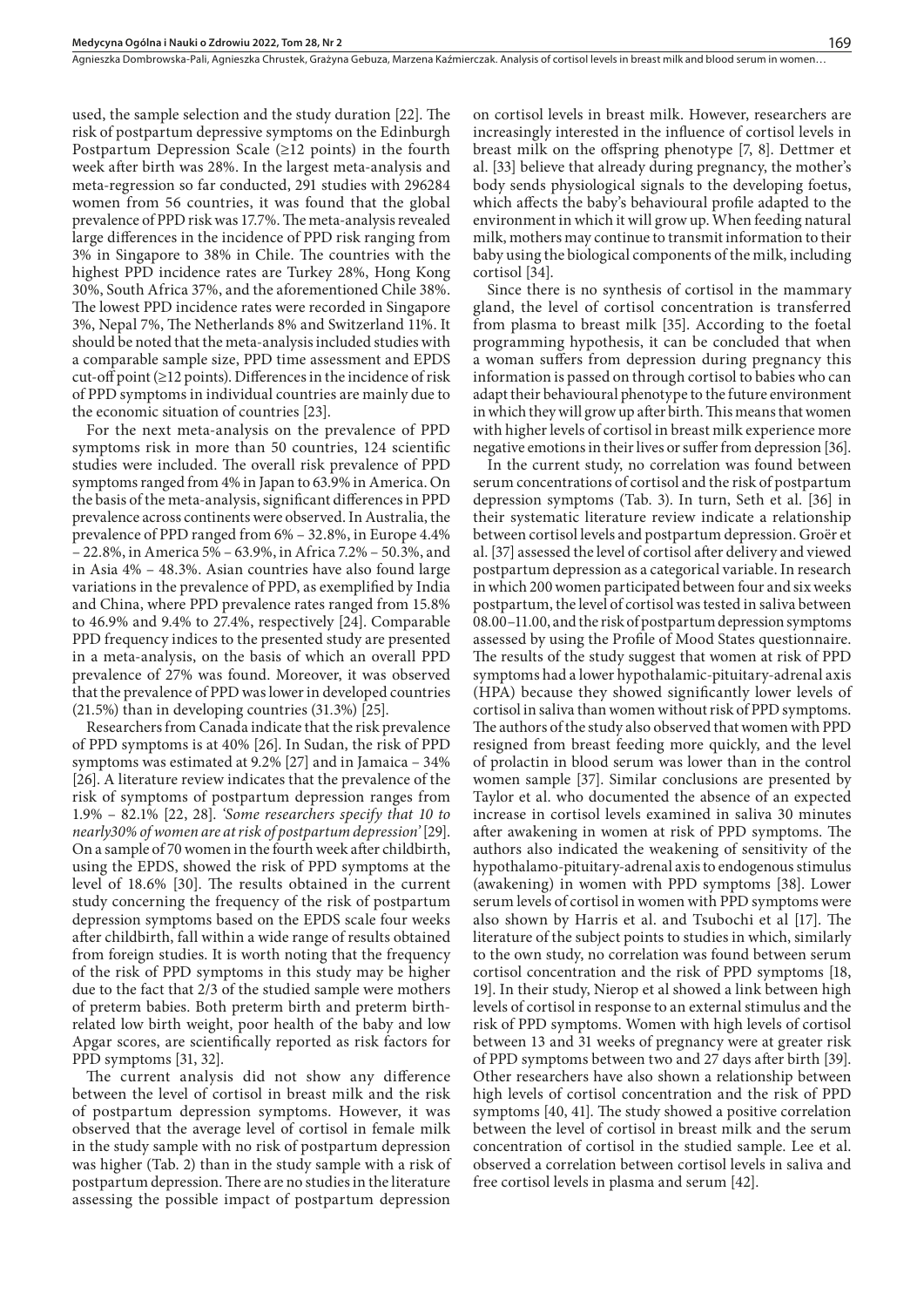used, the sample selection and the study duration [22]. The risk of postpartum depressive symptoms on the Edinburgh Postpartum Depression Scale (≥12 points) in the fourth week after birth was 28%. In the largest meta-analysis and meta-regression so far conducted, 291 studies with 296284 women from 56 countries, it was found that the global prevalence of PPD risk was 17.7%. The meta-analysis revealed large differences in the incidence of PPD risk ranging from 3% in Singapore to 38% in Chile. The countries with the highest PPD incidence rates are Turkey 28%, Hong Kong 30%, South Africa 37%, and the aforementioned Chile 38%. The lowest PPD incidence rates were recorded in Singapore 3%, Nepal 7%, The Netherlands 8% and Switzerland 11%. It should be noted that the meta-analysis included studies with a comparable sample size, PPD time assessment and EPDS cut-off point (≥12 points). Differences in the incidence of risk of PPD symptoms in individual countries are mainly due to the economic situation of countries [23].

For the next meta-analysis on the prevalence of PPD symptoms risk in more than 50 countries, 124 scientific studies were included. The overall risk prevalence of PPD symptoms ranged from 4% in Japan to 63.9% in America. On the basis of the meta-analysis, significant differences in PPD prevalence across continents were observed. In Australia, the prevalence of PPD ranged from 6% – 32.8%, in Europe 4.4% – 22.8%, in America 5% – 63.9%, in Africa 7.2% – 50.3%, and in Asia 4% – 48.3%. Asian countries have also found large variations in the prevalence of PPD, as exemplified by India and China, where PPD prevalence rates ranged from 15.8% to 46.9% and 9.4% to 27.4%, respectively [24]. Comparable PPD frequency indices to the presented study are presented in a meta-analysis, on the basis of which an overall PPD prevalence of 27% was found. Moreover, it was observed that the prevalence of PPD was lower in developed countries (21.5%) than in developing countries (31.3%) [25].

Researchers from Canada indicate that the risk prevalence of PPD symptoms is at 40% [26]. In Sudan, the risk of PPD symptoms was estimated at 9.2% [27] and in Jamaica – 34% [26]. A literature review indicates that the prevalence of the risk of symptoms of postpartum depression ranges from 1.9% – 82.1% [22, 28]. *'Some researchers specify that 10 to nearly30% of women are at risk of postpartum depression'* [29]. On a sample of 70 women in the fourth week after childbirth, using the EPDS, showed the risk of PPD symptoms at the level of 18.6% [30]. The results obtained in the current study concerning the frequency of the risk of postpartum depression symptoms based on the EPDS scale four weeks after childbirth, fall within a wide range of results obtained from foreign studies. It is worth noting that the frequency of the risk of PPD symptoms in this study may be higher due to the fact that 2/3 of the studied sample were mothers of preterm babies. Both preterm birth and preterm birth-related low birth weight, poor health of the baby and low Apgar scores, are scientifically reported as risk factors for PPD symptoms [31, 32].

The current analysis did not show any difference between the level of cortisol in breast milk and the risk of postpartum depression symptoms. However, it was observed that the average level of cortisol in female milk in the study sample with no risk of postpartum depression was higher (Tab. 2) than in the study sample with a risk of postpartum depression. There are no studies in the literature assessing the possible impact of postpartum depression on cortisol levels in breast milk. However, researchers are increasingly interested in the influence of cortisol levels in breast milk on the offspring phenotype [7, 8]. Dettmer et al. [33] believe that already during pregnancy, the mother's body sends physiological signals to the developing foetus, which affects the baby's behavioural profile adapted to the environment in which it will grow up. When feeding natural milk, mothers may continue to transmit information to their baby using the biological components of the milk, including cortisol [34].

Since there is no synthesis of cortisol in the mammary gland, the level of cortisol concentration is transferred from plasma to breast milk [35]. According to the foetal programming hypothesis, it can be concluded that when a woman suffers from depression during pregnancy this information is passed on through cortisol to babies who can adapt their behavioural phenotype to the future environment in which they will grow up after birth. This means that women with higher levels of cortisol in breast milk experience more negative emotions in their lives or suffer from depression [36].

In the current study, no correlation was found between serum concentrations of cortisol and the risk of postpartum depression symptoms (Tab. 3). In turn, Seth et al. [36] in their systematic literature review indicate a relationship between cortisol levels and postpartum depression. Groër et al. [37] assessed the level of cortisol after delivery and viewed postpartum depression as a categorical variable. In research in which 200 women participated between four and six weeks postpartum, the level of cortisol was tested in saliva between 08.00–11.00, and the risk of postpartum depression symptoms assessed by using the Profile of Mood States questionnaire. The results of the study suggest that women at risk of PPD symptoms had a lower hypothalamic-pituitary-adrenal axis (HPA) because they showed significantly lower levels of cortisol in saliva than women without risk of PPD symptoms. The authors of the study also observed that women with PPD resigned from breast feeding more quickly, and the level of prolactin in blood serum was lower than in the control women sample [37]. Similar conclusions are presented by Taylor et al. who documented the absence of an expected increase in cortisol levels examined in saliva 30 minutes after awakening in women at risk of PPD symptoms. The authors also indicated the weakening of sensitivity of the hypothalamo-pituitary-adrenal axis to endogenous stimulus (awakening) in women with PPD symptoms [38]. Lower serum levels of cortisol in women with PPD symptoms were also shown by Harris et al. and Tsubochi et al [17]. The literature of the subject points to studies in which, similarly to the own study, no correlation was found between serum cortisol concentration and the risk of PPD symptoms [18, 19]. In their study, Nierop et al showed a link between high levels of cortisol in response to an external stimulus and the risk of PPD symptoms. Women with high levels of cortisol between 13 and 31 weeks of pregnancy were at greater risk of PPD symptoms between two and 27 days after birth [39]. Other researchers have also shown a relationship between high levels of cortisol concentration and the risk of PPD symptoms [40, 41]. The study showed a positive correlation between the level of cortisol in breast milk and the serum concentration of cortisol in the studied sample. Lee et al. observed a correlation between cortisol levels in saliva and free cortisol levels in plasma and serum [42].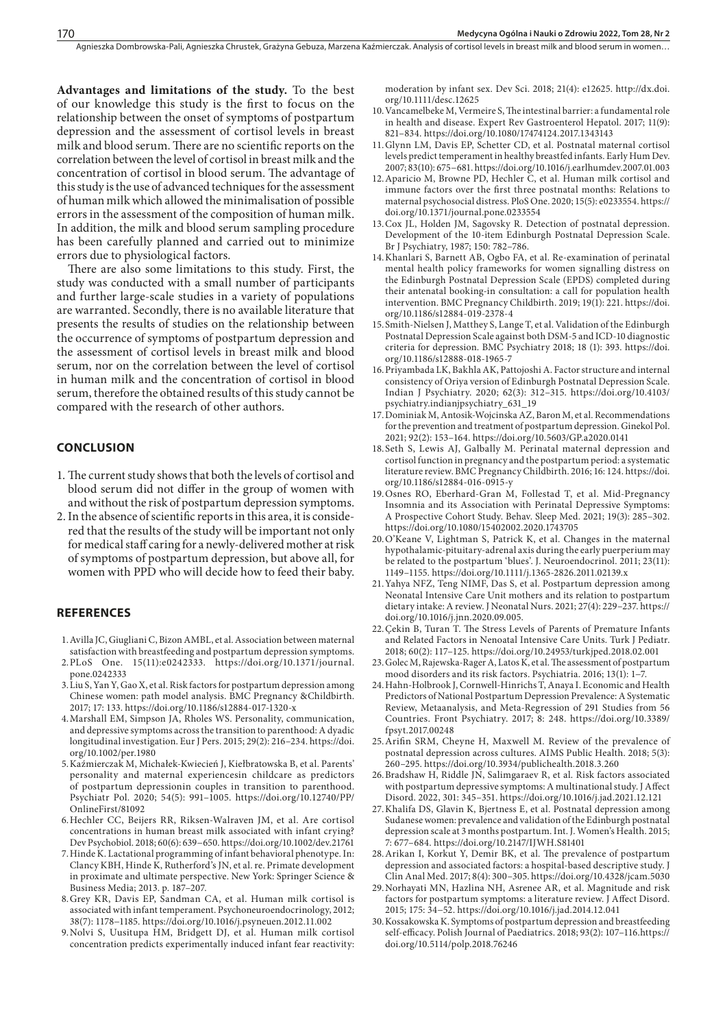**Advantages and limitations of the study.** To the best of our knowledge this study is the first to focus on the relationship between the onset of symptoms of postpartum depression and the assessment of cortisol levels in breast milk and blood serum. There are no scientific reports on the correlation between the level of cortisol in breast milk and the concentration of cortisol in blood serum. The advantage of this study is the use of advanced techniques for the assessment of human milk which allowed the minimalisation of possible errors in the assessment of the composition of human milk. In addition, the milk and blood serum sampling procedure has been carefully planned and carried out to minimize errors due to physiological factors.

There are also some limitations to this study. First, the study was conducted with a small number of participants and further large-scale studies in a variety of populations are warranted. Secondly, there is no available literature that presents the results of studies on the relationship between the occurrence of symptoms of postpartum depression and the assessment of cortisol levels in breast milk and blood serum, nor on the correlation between the level of cortisol in human milk and the concentration of cortisol in blood serum, therefore the obtained results of this study cannot be compared with the research of other authors.

## CONCLUSION

1. The current study shows that both the levels of cortisol and blood serum did not differ in the group of women with and without the risk of postpartum depression symptoms.
2. In the absence of scientific reports in this area, it is considered that the results of the study will be important not only for medical staff caring for a newly-delivered mother at risk of symptoms of postpartum depression, but above all, for women with PPD who will decide how to feed their baby.

## REFERENCES

1. Avilla JC, Giugliani C, Bizon AMBL, et al. Association between maternal satisfaction with breastfeeding and postpartum depression symptoms.
2. PLoS One. 15(11):e0242333. https://doi.org/10.1371/journal.pone.0242333
3. Liu S, Yan Y, Gao X, et al. Risk factors for postpartum depression among Chinese women: path model analysis. BMC Pregnancy &Childbirth. 2017; 17: 133. https://doi.org/10.1186/s12884-017-1320-x
4. Marshall EM, Simpson JA, Rholes WS. Personality, communication, and depressive symptoms across the transition to parenthood: A dyadic longitudinal investigation. Eur J Pers. 2015; 29(2): 216–234. https://doi.org/10.1002/per.1980
5. Kaźmierczak M, Michałek-Kwiecień J, Kiełbratowska B, et al. Parents' personality and maternal experiencesin childcare as predictors of postpartum depressionin couples in transition to parenthood. Psychiatr Pol. 2020; 54(5): 991–1005. https://doi.org/10.12740/PP/OnlineFirst/81092
6. Hechler CC, Beijers RR, Riksen-Walraven JM, et al. Are cortisol concentrations in human breast milk associated with infant crying? Dev Psychobiol. 2018; 60(6): 639–650. https://doi.org/10.1002/dev.21761
7. Hinde K. Lactational programming of infant behavioral phenotype. In: Clancy KBH, Hinde K, Rutherford's JN, et al. re. Primate development in proximate and ultimate perspective. New York: Springer Science & Business Media; 2013. p. 187–207.
8. Grey KR, Davis EP, Sandman CA, et al. Human milk cortisol is associated with infant temperament. Psychoneuroendocrinology, 2012; 38(7): 1178–1185. https://doi.org/10.1016/j.psyneuen.2012.11.002
9. Nolvi S, Uusitupa HM, Bridgett DJ, et al. Human milk cortisol concentration predicts experimentally induced infant fear reactivity: moderation by infant sex. Dev Sci. 2018; 21(4): e12625. http://dx.doi.org/10.1111/desc.12625
10. Vancamelbeke M, Vermeire S, The intestinal barrier: a fundamental role in health and disease. Expert Rev Gastroenterol Hepatol. 2017; 11(9): 821–834. https://doi.org/10.1080/17474124.2017.1343143
11. Glynn LM, Davis EP, Schetter CD, et al. Postnatal maternal cortisol levels predict temperament in healthy breastfed infants. Early Hum Dev. 2007; 83(10): 675–681. https://doi.org/10.1016/j.earlhumdev.2007.01.003
12. Aparicio M, Browne PD, Hechler C, et al. Human milk cortisol and immune factors over the first three postnatal months: Relations to maternal psychosocial distress. PloS One. 2020; 15(5): e0233554. https://doi.org/10.1371/journal.pone.0233554
13. Cox JL, Holden JM, Sagovsky R. Detection of postnatal depression. Development of the 10-item Edinburgh Postnatal Depression Scale. Br J Psychiatry, 1987; 150: 782–786.
14. Khanlari S, Barnett AB, Ogbo FA, et al. Re-examination of perinatal mental health policy frameworks for women signalling distress on the Edinburgh Postnatal Depression Scale (EPDS) completed during their antenatal booking-in consultation: a call for population health intervention. BMC Pregnancy Childbirth. 2019; 19(1): 221. https://doi.org/10.1186/s12884-019-2378-4
15. Smith-Nielsen J, Matthey S, Lange T, et al. Validation of the Edinburgh Postnatal Depression Scale against both DSM-5 and ICD-10 diagnostic criteria for depression. BMC Psychiatry 2018; 18 (1): 393. https://doi.org/10.1186/s12888-018-1965-7
16. Priyambada LK, Bakhla AK, Pattojoshi A. Factor structure and internal consistency of Oriya version of Edinburgh Postnatal Depression Scale. Indian J Psychiatry. 2020; 62(3): 312–315. https://doi.org/10.4103/psychiatry.indianjpsychiatry_631_19
17. Dominiak M, Antosik-Wojcinska AZ, Baron M, et al. Recommendations for the prevention and treatment of postpartum depression. Ginekol Pol. 2021; 92(2): 153–164. https://doi.org/10.5603/GP.a2020.0141
18. Seth S, Lewis AJ, Galbally M. Perinatal maternal depression and cortisol function in pregnancy and the postpartum period: a systematic literature review. BMC Pregnancy Childbirth. 2016; 16: 124. https://doi.org/10.1186/s12884-016-0915-y
19. Osnes RO, Eberhard-Gran M, Follestad T, et al. Mid-Pregnancy Insomnia and its Association with Perinatal Depressive Symptoms: A Prospective Cohort Study. Behav. Sleep Med. 2021; 19(3): 285–302. https://doi.org/10.1080/15402002.2020.1743705
20. O'Keane V, Lightman S, Patrick K, et al. Changes in the maternal hypothalamic-pituitary-adrenal axis during the early puerperium may be related to the postpartum 'blues'. J. Neuroendocrinol. 2011; 23(11): 1149–1155. https://doi.org/10.1111/j.1365-2826.2011.02139.x
21. Yahya NFZ, Teng NIMF, Das S, et al. Postpartum depression among Neonatal Intensive Care Unit mothers and its relation to postpartum dietary intake: A review. J Neonatal Nurs. 2021; 27(4): 229–237. https://doi.org/10.1016/j.jnn.2020.09.005.
22. Çekin B, Turan T. The Stress Levels of Parents of Premature Infants and Related Factors in Nenoatal Intensive Care Units. Turk J Pediatr. 2018; 60(2): 117–125. https://doi.org/10.24953/turkjped.2018.02.001
23. Golec M, Rajewska-Rager A, Latos K, et al. The assessment of postpartum mood disorders and its risk factors. Psychiatria. 2016; 13(1): 1–7.
24. Hahn-Holbrook J, Cornwell-Hinrichs T, Anaya I. Economic and Health Predictors of National Postpartum Depression Prevalence: A Systematic Review, Metaanalysis, and Meta-Regression of 291 Studies from 56 Countries. Front Psychiatry. 2017; 8: 248. https://doi.org/10.3389/fpsyt.2017.00248
25. Arifin SRM, Cheyne H, Maxwell M. Review of the prevalence of postnatal depression across cultures. AIMS Public Health. 2018; 5(3): 260–295. https://doi.org/10.3934/publichealth.2018.3.260
26. Bradshaw H, Riddle JN, Salimgaraev R, et al. Risk factors associated with postpartum depressive symptoms: A multinational study. J Affect Disord. 2022, 301: 345–351. https://doi.org/10.1016/j.jad.2021.12.121
27. Khalifa DS, Glavin K, Bjertness E, et al. Postnatal depression among Sudanese women: prevalence and validation of the Edinburgh postnatal depression scale at 3 months postpartum. Int. J. Women's Health. 2015; 7: 677–684. https://doi.org/10.2147/IJWH.S81401
28. Arikan I, Korkut Y, Demir BK, et al. The prevalence of postpartum depression and associated factors: a hospital-based descriptive study. J Clin Anal Med. 2017; 8(4): 300–305. https://doi.org/10.4328/jcam.5030
29. Norhayati MN, Hazlina NH, Asrenee AR, et al. Magnitude and risk factors for postpartum symptoms: a literature review. J Affect Disord. 2015; 175: 34–52. https://doi.org/10.1016/j.jad.2014.12.041
30. Kossakowska K. Symptoms of postpartum depression and breastfeeding self-efficacy. Polish Journal of Paediatrics. 2018; 93(2): 107–116.https://doi.org/10.5114/polp.2018.76246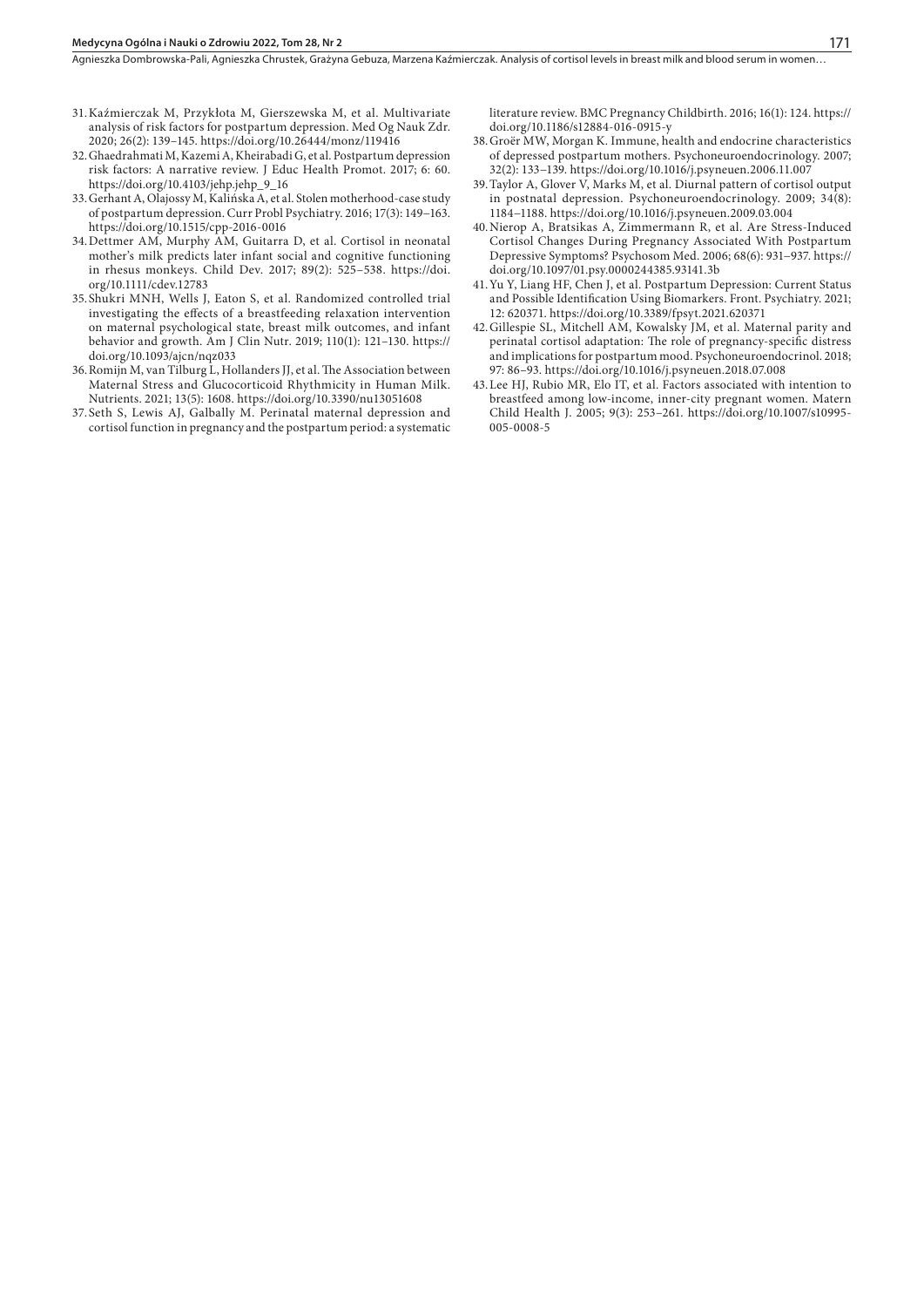31. Kaźmierczak M, Przykłota M, Gierszewska M, et al. Multivariate analysis of risk factors for postpartum depression. Med Og Nauk Zdr. 2020; 26(2): 139–145. https://doi.org/10.26444/monz/119416
32. Ghaedrahmati M, Kazemi A, Kheirabadi G, et al. Postpartum depression risk factors: A narrative review. J Educ Health Promot. 2017; 6: 60. https://doi.org/10.4103/jehp.jehp_9_16
33. Gerhant A, Olajossy M, Kalińska A, et al. Stolen motherhood-case study of postpartum depression. Curr Probl Psychiatry. 2016; 17(3): 149–163. https://doi.org/10.1515/cpp-2016-0016
34. Dettmer AM, Murphy AM, Guitarra D, et al. Cortisol in neonatal mother's milk predicts later infant social and cognitive functioning in rhesus monkeys. Child Dev. 2017; 89(2): 525–538. https://doi.org/10.1111/cdev.12783
35. Shukri MNH, Wells J, Eaton S, et al. Randomized controlled trial investigating the effects of a breastfeeding relaxation intervention on maternal psychological state, breast milk outcomes, and infant behavior and growth. Am J Clin Nutr. 2019; 110(1): 121–130. https://doi.org/10.1093/ajcn/nqz033
36. Romijn M, van Tilburg L, Hollanders JJ, et al. The Association between Maternal Stress and Glucocorticoid Rhythmicity in Human Milk. Nutrients. 2021; 13(5): 1608. https://doi.org/10.3390/nu13051608
37. Seth S, Lewis AJ, Galbally M. Perinatal maternal depression and cortisol function in pregnancy and the postpartum period: a systematic literature review. BMC Pregnancy Childbirth. 2016; 16(1): 124. https://doi.org/10.1186/s12884-016-0915-y
38. Groër MW, Morgan K. Immune, health and endocrine characteristics of depressed postpartum mothers. Psychoneuroendocrinology. 2007; 32(2): 133–139. https://doi.org/10.1016/j.psyneuen.2006.11.007
39. Taylor A, Glover V, Marks M, et al. Diurnal pattern of cortisol output in postnatal depression. Psychoneuroendocrinology. 2009; 34(8): 1184–1188. https://doi.org/10.1016/j.psyneuen.2009.03.004
40. Nierop A, Bratsikas A, Zimmermann R, et al. Are Stress-Induced Cortisol Changes During Pregnancy Associated With Postpartum Depressive Symptoms? Psychosom Med. 2006; 68(6): 931–937. https://doi.org/10.1097/01.psy.0000244385.93141.3b
41. Yu Y, Liang HF, Chen J, et al. Postpartum Depression: Current Status and Possible Identification Using Biomarkers. Front. Psychiatry. 2021; 12: 620371. https://doi.org/10.3389/fpsyt.2021.620371
42. Gillespie SL, Mitchell AM, Kowalsky JM, et al. Maternal parity and perinatal cortisol adaptation: The role of pregnancy-specific distress and implications for postpartum mood. Psychoneuroendocrinol. 2018; 97: 86–93. https://doi.org/10.1016/j.psyneuen.2018.07.008
43. Lee HJ, Rubio MR, Elo IT, et al. Factors associated with intention to breastfeed among low-income, inner-city pregnant women. Matern Child Health J. 2005; 9(3): 253–261. https://doi.org/10.1007/s10995-005-0008-5